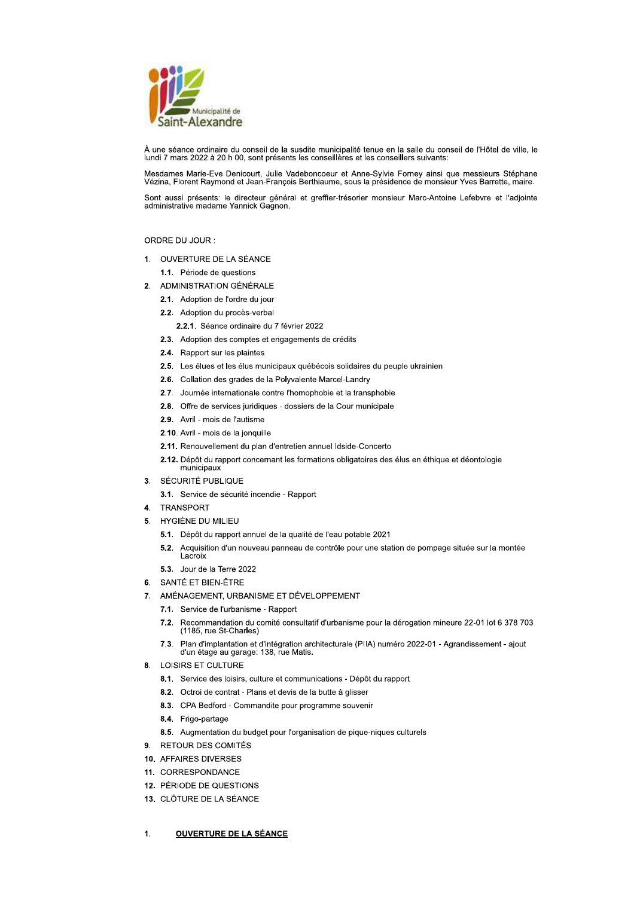Municipalité de Saint-Alexandre

À une séance ordinaire du conseil de la susdite municipalité tenue en la salle du conseil de l'Hôtel de ville, le lundi 7 mars 2022 à 20 h 00, sont présents les conseillères et les conseillers suivants:

Mesdames Marie-Eve Denicourt, Julie Vadeboncoeur et Anne-Sylvie Forney ainsi que messieurs Stéphane Vézina, Florent Raymond et Jean-François Berthiaume, sous la présidence de monsieur Yves Barrette, maire.

Sont aussi présents: le directeur général et greffier-trésorier monsieur Marc-Antoine Lefebvre et l'adjointe administrative madame Yannick Gagnon.

ORDRE DU JOUR :

1. OUVERTURE DE LA SÉANCE
   - **1.1.** Période de questions
2. ADMINISTRATION GÉNÉRALE
   - **2.1.** Adoption de l'ordre du jour
   - **2.2.** Adoption du procès-verbal
     - **2.2.1.** Séance ordinaire du 7 février 2022
   - **2.3.** Adoption des comptes et engagements de crédits
   - **2.4.** Rapport sur les plaintes
   - **2.5.** Les élues et les élus municipaux québécois solidaires du peuple ukrainien
   - **2.6.** Collation des grades de la Polyvalente Marcel-Landry
   - **2.7.** Journée internationale contre l'homophobie et la transphobie
   - **2.8.** Offre de services juridiques - dossiers de la Cour municipale
   - **2.9.** Avril - mois de l'autisme
   - **2.10.** Avril - mois de la jonquille
   - **2.11.** Renouvellement du plan d'entretien annuel Idside-Concerto
   - **2.12.** Dépôt du rapport concernant les formations obligatoires des élus en éthique et déontologie municipaux
3. SÉCURITÉ PUBLIQUE
   - **3.1.** Service de sécurité incendie - Rapport
4. TRANSPORT
5. HYGIÈNE DU MILIEU
   - **5.1.** Dépôt du rapport annuel de la qualité de l'eau potable 2021
   - **5.2.** Acquisition d'un nouveau panneau de contrôle pour une station de pompage située sur la montée Lacroix
   - **5.3.** Jour de la Terre 2022
6. SANTÉ ET BIEN-ÊTRE
7. AMÉNAGEMENT, URBANISME ET DÉVELOPPEMENT
   - **7.1.** Service de l'urbanisme - Rapport
   - **7.2.** Recommandation du comité consultatif d'urbanisme pour la dérogation mineure 22-01 lot 6 378 703 (1185, rue St-Charles)
   - **7.3.** Plan d'implantation et d'intégration architecturale (PIIA) numéro 2022-01 - Agrandissement - ajout d'un étage au garage: 138, rue Matis.
8. LOISIRS ET CULTURE
   - **8.1.** Service des loisirs, culture et communications - Dépôt du rapport
   - **8.2.** Octroi de contrat - Plans et devis de la butte à glisser
   - **8.3.** CPA Bedford - Commandite pour programme souvenir
   - **8.4.** Frigo-partage
   - **8.5.** Augmentation du budget pour l'organisation de pique-niques culturels
9. RETOUR DES COMITÉS
10. AFFAIRES DIVERSES
11. CORRESPONDANCE
12. PÉRIODE DE QUESTIONS
13. CLÔTURE DE LA SÉANCE

## 1. OUVERTURE DE LA SÉANCE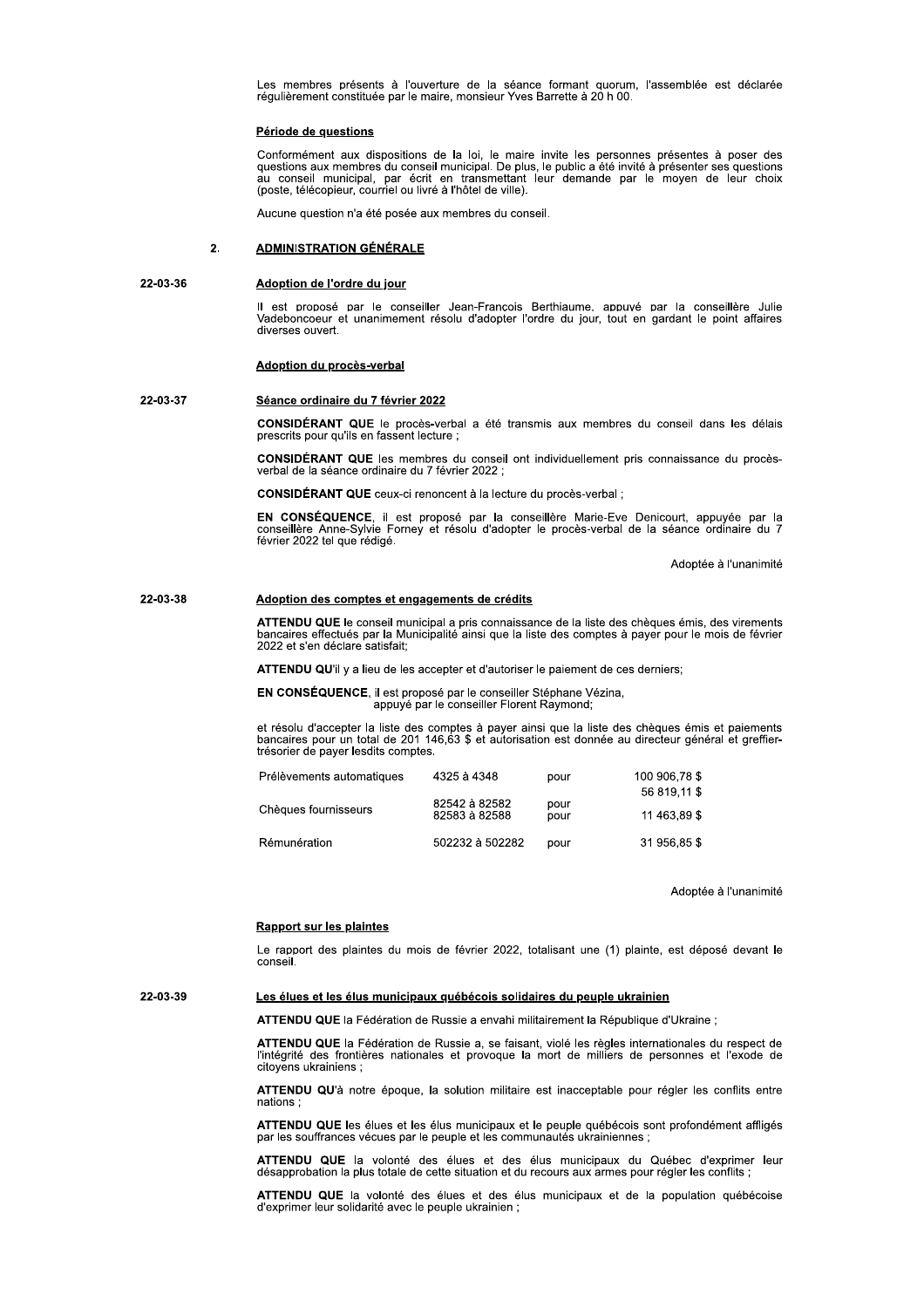Les membres présents à l'ouverture de la séance formant quorum, l'assemblée est déclarée régulièrement constituée par le maire, monsieur Yves Barrette à 20 h 00.

**Période de questions**

Conformément aux dispositions de la loi, le maire invite les personnes présentes à poser des questions aux membres du conseil municipal. De plus, le public a été invité à présenter ses questions au conseil municipal, par écrit en transmettant leur demande par le moyen de leur choix (poste, télécopieur, courriel ou livré à l'hôtel de ville).

Aucune question n'a été posée aux membres du conseil.

## 2. ADMINISTRATION GÉNÉRALE

22-03-36

**Adoption de l'ordre du jour**

Il est proposé par le conseiller Jean-François Berthiaume, appuyé par la conseillère Julie Vadeboncoeur et unanimement résolu d'adopter l'ordre du jour, tout en gardant le point affaires diverses ouvert.

**Adoption du procès-verbal**

22-03-37

**Séance ordinaire du 7 février 2022**

**CONSIDÉRANT QUE** le procès-verbal a été transmis aux membres du conseil dans les délais prescrits pour qu'ils en fassent lecture ;

**CONSIDÉRANT QUE** les membres du conseil ont individuellement pris connaissance du procès-verbal de la séance ordinaire du 7 février 2022 ;

**CONSIDÉRANT QUE** ceux-ci renoncent à la lecture du procès-verbal ;

**EN CONSÉQUENCE**, il est proposé par la conseillère Marie-Eve Denicourt, appuyée par la conseillère Anne-Sylvie Forney et résolu d'adopter le procès-verbal de la séance ordinaire du 7 février 2022 tel que rédigé.

Adoptée à l'unanimité

22-03-38

**Adoption des comptes et engagements de crédits**

**ATTENDU QUE** le conseil municipal a pris connaissance de la liste des chèques émis, des virements bancaires effectués par la Municipalité ainsi que la liste des comptes à payer pour le mois de février 2022 et s'en déclare satisfait;

**ATTENDU QU'**il y a lieu de les accepter et d'autoriser le paiement de ces derniers;

**EN CONSÉQUENCE**, il est proposé par le conseiller Stéphane Vézina,
appuyé par le conseiller Florent Raymond;

et résolu d'accepter la liste des comptes à payer ainsi que la liste des chèques émis et paiements bancaires pour un total de 201 146,63 $ et autorisation est donnée au directeur général et greffier-trésorier de payer lesdits comptes.

| | | | |
|---|---|---|---|
| Prélèvements automatiques | 4325 à 4348 | pour | 100 906,78 $ |
| Chèques fournisseurs | 82542 à 82582 | pour | 56 819,11 $ |
| | 82583 à 82588 | pour | 11 463,89 $ |
| Rémunération | 502232 à 502282 | pour | 31 956,85 $ |

Adoptée à l'unanimité

**Rapport sur les plaintes**

Le rapport des plaintes du mois de février 2022, totalisant une (1) plainte, est déposé devant le conseil.

22-03-39

**Les élues et les élus municipaux québécois solidaires du peuple ukrainien**

**ATTENDU QUE** la Fédération de Russie a envahi militairement la République d'Ukraine ;

**ATTENDU QUE** la Fédération de Russie a, se faisant, violé les règles internationales du respect de l'intégrité des frontières nationales et provoque la mort de milliers de personnes et l'exode de citoyens ukrainiens ;

**ATTENDU QU'**à notre époque, la solution militaire est inacceptable pour régler les conflits entre nations ;

**ATTENDU QUE** les élues et les élus municipaux et le peuple québécois sont profondément affligés par les souffrances vécues par le peuple et les communautés ukrainiennes ;

**ATTENDU QUE** la volonté des élues et des élus municipaux du Québec d'exprimer leur désapprobation la plus totale de cette situation et du recours aux armes pour régler les conflits ;

**ATTENDU QUE** la volonté des élues et des élus municipaux et de la population québécoise d'exprimer leur solidarité avec le peuple ukrainien ;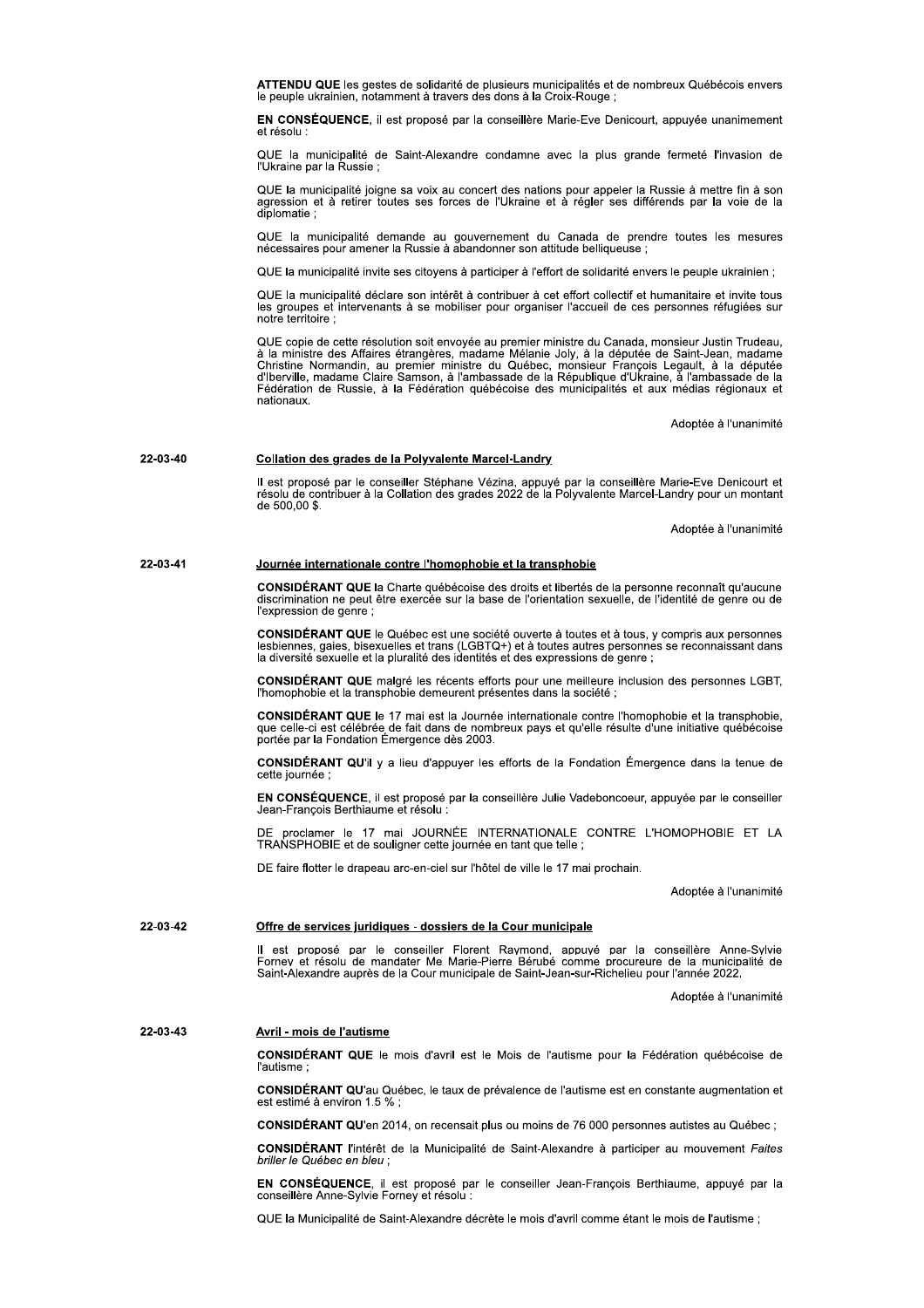**ATTENDU QUE** les gestes de solidarité de plusieurs municipalités et de nombreux Québécois envers le peuple ukrainien, notamment à travers des dons à la Croix-Rouge ;

**EN CONSÉQUENCE**, il est proposé par la conseillère Marie-Eve Denicourt, appuyée unanimement et résolu :

QUE la municipalité de Saint-Alexandre condamne avec la plus grande fermeté l'invasion de l'Ukraine par la Russie ;

QUE la municipalité joigne sa voix au concert des nations pour appeler la Russie à mettre fin à son agression et à retirer toutes ses forces de l'Ukraine et à régler ses différends par la voie de la diplomatie ;

QUE la municipalité demande au gouvernement du Canada de prendre toutes les mesures nécessaires pour amener la Russie à abandonner son attitude belliqueuse ;

QUE la municipalité invite ses citoyens à participer à l'effort de solidarité envers le peuple ukrainien ;

QUE la municipalité déclare son intérêt à contribuer à cet effort collectif et humanitaire et invite tous les groupes et intervenants à se mobiliser pour organiser l'accueil de ces personnes réfugiées sur notre territoire ;

QUE copie de cette résolution soit envoyée au premier ministre du Canada, monsieur Justin Trudeau, à la ministre des Affaires étrangères, madame Mélanie Joly, à la députée de Saint-Jean, madame Christine Normandin, au premier ministre du Québec, monsieur François Legault, à la députée d'Iberville, madame Claire Samson, à l'ambassade de la République d'Ukraine, à l'ambassade de la Fédération de Russie, à la Fédération québécoise des municipalités et aux médias régionaux et nationaux.

Adoptée à l'unanimité

**22-03-40** **Collation des grades de la Polyvalente Marcel-Landry**

Il est proposé par le conseiller Stéphane Vézina, appuyé par la conseillère Marie-Eve Denicourt et résolu de contribuer à la Collation des grades 2022 de la Polyvalente Marcel-Landry pour un montant de 500,00 $.

Adoptée à l'unanimité

**22-03-41** **Journée internationale contre l'homophobie et la transphobie**

**CONSIDÉRANT QUE** la Charte québécoise des droits et libertés de la personne reconnaît qu'aucune discrimination ne peut être exercée sur la base de l'orientation sexuelle, de l'identité de genre ou de l'expression de genre ;

**CONSIDÉRANT QUE** le Québec est une société ouverte à toutes et à tous, y compris aux personnes lesbiennes, gaies, bisexuelles et trans (LGBTQ+) et à toutes autres personnes se reconnaissant dans la diversité sexuelle et la pluralité des identités et des expressions de genre ;

**CONSIDÉRANT QUE** malgré les récents efforts pour une meilleure inclusion des personnes LGBT, l'homophobie et la transphobie demeurent présentes dans la société ;

**CONSIDÉRANT QUE** le 17 mai est la Journée internationale contre l'homophobie et la transphobie, que celle-ci est célébrée de fait dans de nombreux pays et qu'elle résulte d'une initiative québécoise portée par la Fondation Émergence dès 2003.

**CONSIDÉRANT QU'**il y a lieu d'appuyer les efforts de la Fondation Émergence dans la tenue de cette journée ;

**EN CONSÉQUENCE**, il est proposé par la conseillère Julie Vadeboncoeur, appuyée par le conseiller Jean-François Berthiaume et résolu :

DE proclamer le 17 mai JOURNÉE INTERNATIONALE CONTRE L'HOMOPHOBIE ET LA TRANSPHOBIE et de souligner cette journée en tant que telle ;

DE faire flotter le drapeau arc-en-ciel sur l'hôtel de ville le 17 mai prochain.

Adoptée à l'unanimité

**22-03-42** **Offre de services juridiques - dossiers de la Cour municipale**

Il est proposé par le conseiller Florent Raymond, appuyé par la conseillère Anne-Sylvie Forney et résolu de mandater Me Marie-Pierre Bérubé comme procureure de la municipalité de Saint-Alexandre auprès de la Cour municipale de Saint-Jean-sur-Richelieu pour l'année 2022.

Adoptée à l'unanimité

**22-03-43** **Avril - mois de l'autisme**

**CONSIDÉRANT QUE** le mois d'avril est le Mois de l'autisme pour la Fédération québécoise de l'autisme ;

**CONSIDÉRANT QU'**au Québec, le taux de prévalence de l'autisme est en constante augmentation et est estimé à environ 1.5 % ;

**CONSIDÉRANT QU'**en 2014, on recensait plus ou moins de 76 000 personnes autistes au Québec ;

**CONSIDÉRANT** l'intérêt de la Municipalité de Saint-Alexandre à participer au mouvement *Faites briller le Québec en bleu* ;

**EN CONSÉQUENCE**, il est proposé par le conseiller Jean-François Berthiaume, appuyé par la conseillère Anne-Sylvie Forney et résolu :

QUE la Municipalité de Saint-Alexandre décrète le mois d'avril comme étant le mois de l'autisme ;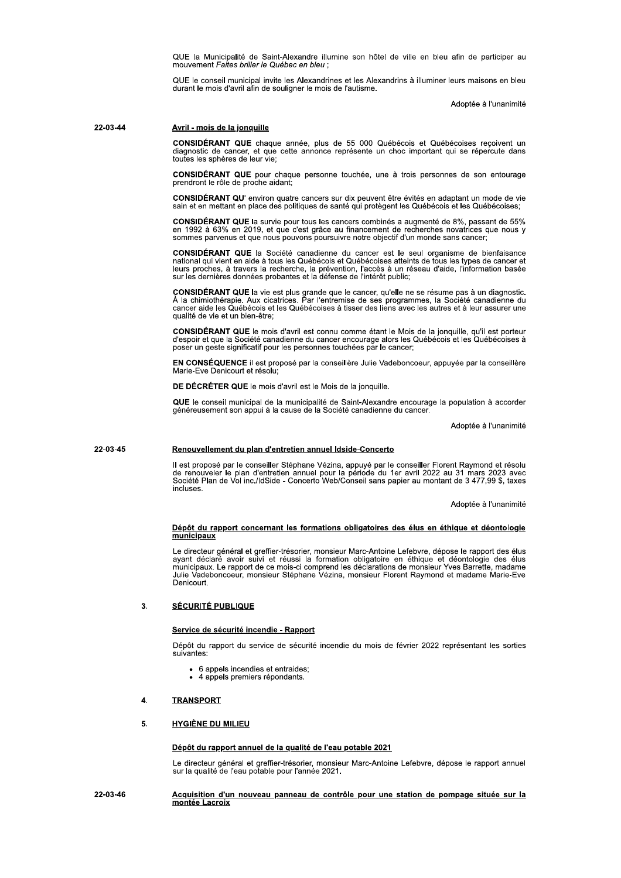QUE la Municipalité de Saint-Alexandre illumine son hôtel de ville en bleu afin de participer au mouvement *Faites briller le Québec en bleu* ;

QUE le conseil municipal invite les Alexandrines et les Alexandrins à illuminer leurs maisons en bleu durant le mois d'avril afin de souligner le mois de l'autisme.

Adoptée à l'unanimité

**22-03-44**

**Avril - mois de la jonquille**

**CONSIDÉRANT QUE** chaque année, plus de 55 000 Québécois et Québécoises reçoivent un diagnostic de cancer, et que cette annonce représente un choc important qui se répercute dans toutes les sphères de leur vie;

**CONSIDÉRANT QUE** pour chaque personne touchée, une à trois personnes de son entourage prendront le rôle de proche aidant;

**CONSIDÉRANT QU'** environ quatre cancers sur dix peuvent être évités en adaptant un mode de vie sain et en mettant en place des politiques de santé qui protègent les Québécois et les Québécoises;

**CONSIDÉRANT QUE** la survie pour tous les cancers combinés a augmenté de 8%, passant de 55% en 1992 à 63% en 2019, et que c'est grâce au financement de recherches novatrices que nous y sommes parvenus et que nous pouvons poursuivre notre objectif d'un monde sans cancer;

**CONSIDÉRANT QUE** la Société canadienne du cancer est le seul organisme de bienfaisance national qui vient en aide à tous les Québécois et Québécoises atteints de tous les types de cancer et leurs proches, à travers la recherche, la prévention, l'accès à un réseau d'aide, l'information basée sur les dernières données probantes et la défense de l'intérêt public;

**CONSIDÉRANT QUE** la vie est plus grande que le cancer, qu'elle ne se résume pas à un diagnostic. À la chimiothérapie. Aux cicatrices. Par l'entremise de ses programmes, la Société canadienne du cancer aide les Québécois et les Québécoises à tisser des liens avec les autres et à leur assurer une qualité de vie et un bien-être;

**CONSIDÉRANT QUE** le mois d'avril est connu comme étant le Mois de la jonquille, qu'il est porteur d'espoir et que la Société canadienne du cancer encourage alors les Québécois et les Québécoises à poser un geste significatif pour les personnes touchées par le cancer;

**EN CONSÉQUENCE** il est proposé par la conseillère Julie Vadeboncoeur, appuyée par la conseillère Marie-Eve Denicourt et résolu;

**DE DÉCRÉTER QUE** le mois d'avril est le Mois de la jonquille.

**QUE** le conseil municipal de la municipalité de Saint-Alexandre encourage la population à accorder généreusement son appui à la cause de la Société canadienne du cancer.

Adoptée à l'unanimité

**22-03-45**

**Renouvellement du plan d'entretien annuel Idside-Concerto**

Il est proposé par le conseiller Stéphane Vézina, appuyé par le conseiller Florent Raymond et résolu de renouveler le plan d'entretien annuel pour la période du 1er avril 2022 au 31 mars 2023 avec Société Plan de Vol inc./IdSide - Concerto Web/Conseil sans papier au montant de 3 477,99 $, taxes incluses.

Adoptée à l'unanimité

**Dépôt du rapport concernant les formations obligatoires des élus en éthique et déontologie municipaux**

Le directeur général et greffier-trésorier, monsieur Marc-Antoine Lefebvre, dépose le rapport des élus ayant déclaré avoir suivi et réussi la formation obligatoire en éthique et déontologie des élus municipaux. Le rapport de ce mois-ci comprend les déclarations de monsieur Yves Barrette, madame Julie Vadeboncoeur, monsieur Stéphane Vézina, monsieur Florent Raymond et madame Marie-Eve Denicourt.

## 3. SÉCURITÉ PUBLIQUE

**Service de sécurité incendie - Rapport**

Dépôt du rapport du service de sécurité incendie du mois de février 2022 représentant les sorties suivantes:

- 6 appels incendies et entraides;
- 4 appels premiers répondants.

## 4. TRANSPORT

## 5. HYGIÈNE DU MILIEU

**Dépôt du rapport annuel de la qualité de l'eau potable 2021**

Le directeur général et greffier-trésorier, monsieur Marc-Antoine Lefebvre, dépose le rapport annuel sur la qualité de l'eau potable pour l'année 2021.

**22-03-46**

**Acquisition d'un nouveau panneau de contrôle pour une station de pompage située sur la montée Lacroix**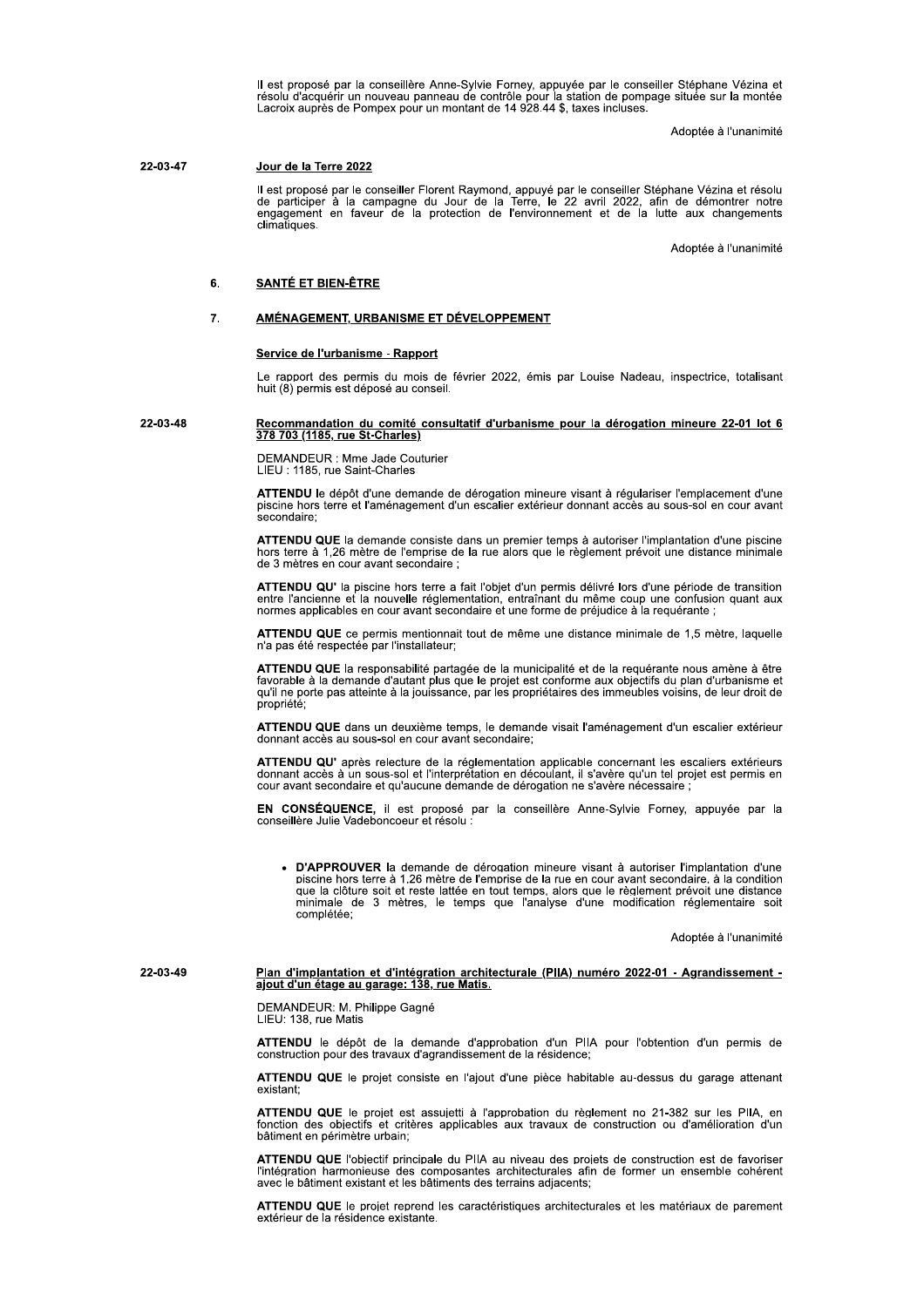Il est proposé par la conseillère Anne-Sylvie Forney, appuyée par le conseiller Stéphane Vézina et résolu d'acquérir un nouveau panneau de contrôle pour la station de pompage située sur la montée Lacroix auprès de Pompex pour un montant de 14 928.44 $, taxes incluses.

Adoptée à l'unanimité

22-03-47

**Jour de la Terre 2022**

Il est proposé par le conseiller Florent Raymond, appuyé par le conseiller Stéphane Vézina et résolu de participer à la campagne du Jour de la Terre, le 22 avril 2022, afin de démontrer notre engagement en faveur de la protection de l'environnement et de la lutte aux changements climatiques.

Adoptée à l'unanimité

## 6. SANTÉ ET BIEN-ÊTRE

## 7. AMÉNAGEMENT, URBANISME ET DÉVELOPPEMENT

**Service de l'urbanisme - Rapport**

Le rapport des permis du mois de février 2022, émis par Louise Nadeau, inspectrice, totalisant huit (8) permis est déposé au conseil.

22-03-48

**Recommandation du comité consultatif d'urbanisme pour la dérogation mineure 22-01 lot 6 378 703 (1185, rue St-Charles)**

DEMANDEUR : Mme Jade Couturier
LIEU : 1185, rue Saint-Charles

**ATTENDU le** dépôt d'une demande de dérogation mineure visant à régulariser l'emplacement d'une piscine hors terre et l'aménagement d'un escalier extérieur donnant accès au sous-sol en cour avant secondaire;

**ATTENDU QUE** la demande consiste dans un premier temps à autoriser l'implantation d'une piscine hors terre à 1,26 mètre de l'emprise de la rue alors que le règlement prévoit une distance minimale de 3 mètres en cour avant secondaire ;

**ATTENDU QU'** la piscine hors terre a fait l'objet d'un permis délivré lors d'une période de transition entre l'ancienne et la nouvelle réglementation, entraînant du même coup une confusion quant aux normes applicables en cour avant secondaire et une forme de préjudice à la requérante ;

**ATTENDU QUE** ce permis mentionnait tout de même une distance minimale de 1,5 mètre, laquelle n'a pas été respectée par l'installateur;

**ATTENDU QUE** la responsabilité partagée de la municipalité et de la requérante nous amène à être favorable à la demande d'autant plus que le projet est conforme aux objectifs du plan d'urbanisme et qu'il ne porte pas atteinte à la jouissance, par les propriétaires des immeubles voisins, de leur droit de propriété;

**ATTENDU QUE** dans un deuxième temps, le demande visait l'aménagement d'un escalier extérieur donnant accès au sous-sol en cour avant secondaire;

**ATTENDU QU'** après relecture de la réglementation applicable concernant les escaliers extérieurs donnant accès à un sous-sol et l'interprétation en découlant, il s'avère qu'un tel projet est permis en cour avant secondaire et qu'aucune demande de dérogation ne s'avère nécessaire ;

**EN CONSÉQUENCE,** il est proposé par la conseillère Anne-Sylvie Forney, appuyée par la conseillère Julie Vadeboncoeur et résolu :

- **D'APPROUVER la** demande de dérogation mineure visant à autoriser l'implantation d'une piscine hors terre à 1,26 mètre de l'emprise de la rue en cour avant secondaire, à la condition que la clôture soit et reste lattée en tout temps, alors que le règlement prévoit une distance minimale de 3 mètres, le temps que l'analyse d'une modification réglementaire soit complétée;

Adoptée à l'unanimité

22-03-49

**Plan d'implantation et d'intégration architecturale (PIIA) numéro 2022-01 - Agrandissement - ajout d'un étage au garage: 138, rue Matis.**

DEMANDEUR: M. Philippe Gagné
LIEU: 138, rue Matis

**ATTENDU** le dépôt de la demande d'approbation d'un PIIA pour l'obtention d'un permis de construction pour des travaux d'agrandissement de la résidence;

**ATTENDU QUE** le projet consiste en l'ajout d'une pièce habitable au-dessus du garage attenant existant;

**ATTENDU QUE** le projet est assujetti à l'approbation du règlement no 21-382 sur les PIIA, en fonction des objectifs et critères applicables aux travaux de construction ou d'amélioration d'un bâtiment en périmètre urbain;

**ATTENDU QUE** l'objectif principale du PIIA au niveau des projets de construction est de favoriser l'intégration harmonieuse des composantes architecturales afin de former un ensemble cohérent avec le bâtiment existant et les bâtiments des terrains adjacents;

**ATTENDU QUE** le projet reprend les caractéristiques architecturales et les matériaux de parement extérieur de la résidence existante.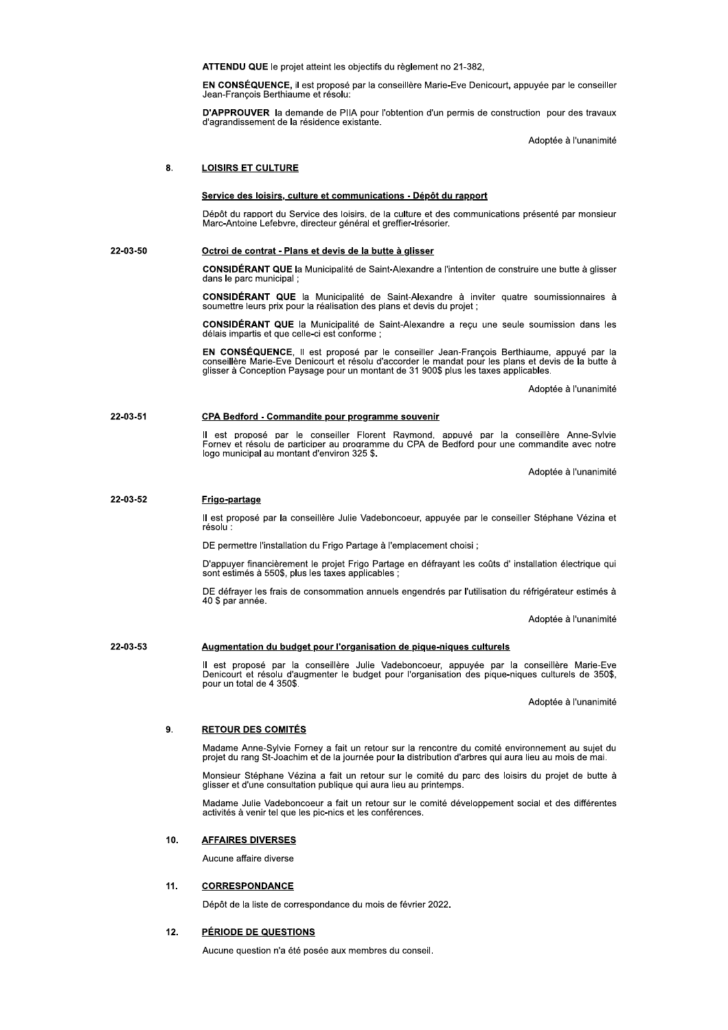**ATTENDU QUE** le projet atteint les objectifs du règlement no 21-382,

**EN CONSÉQUENCE,** il est proposé par la conseillère Marie-Eve Denicourt, appuyée par le conseiller Jean-François Berthiaume et résolu:

**D'APPROUVER** la demande de PIIA pour l'obtention d'un permis de construction pour des travaux d'agrandissement de la résidence existante.

Adoptée à l'unanimité

## 8. LOISIRS ET CULTURE

### Service des loisirs, culture et communications - Dépôt du rapport

Dépôt du rapport du Service des loisirs, de la culture et des communications présenté par monsieur Marc-Antoine Lefebvre, directeur général et greffier-trésorier.

### 22-03-50 Octroi de contrat - Plans et devis de la butte à glisser

**CONSIDÉRANT QUE** la Municipalité de Saint-Alexandre a l'intention de construire une butte à glisser dans le parc municipal ;

**CONSIDÉRANT QUE** la Municipalité de Saint-Alexandre à inviter quatre soumissionnaires à soumettre leurs prix pour la réalisation des plans et devis du projet ;

**CONSIDÉRANT QUE** la Municipalité de Saint-Alexandre a reçu une seule soumission dans les délais impartis et que celle-ci est conforme ;

**EN CONSÉQUENCE**, Il est proposé par le conseiller Jean-François Berthiaume, appuyé par la conseillère Marie-Eve Denicourt et résolu d'accorder le mandat pour les plans et devis de la butte à glisser à Conception Paysage pour un montant de 31 900$ plus les taxes applicables.

Adoptée à l'unanimité

### 22-03-51 CPA Bedford - Commandite pour programme souvenir

Il est proposé par le conseiller Florent Raymond, appuyé par la conseillère Anne-Sylvie Forney et résolu de participer au programme du CPA de Bedford pour une commandite avec notre logo municipal au montant d'environ 325 $.

Adoptée à l'unanimité

### 22-03-52 Frigo-partage

Il est proposé par la conseillère Julie Vadeboncoeur, appuyée par le conseiller Stéphane Vézina et résolu :

DE permettre l'installation du Frigo Partage à l'emplacement choisi ;

D'appuyer financièrement le projet Frigo Partage en défrayant les coûts d' installation électrique qui sont estimés à 550$, plus les taxes applicables ;

DE défrayer les frais de consommation annuels engendrés par l'utilisation du réfrigérateur estimés à 40 $ par année.

Adoptée à l'unanimité

### 22-03-53 Augmentation du budget pour l'organisation de pique-niques culturels

Il est proposé par la conseillère Julie Vadeboncoeur, appuyée par la conseillère Marie-Eve Denicourt et résolu d'augmenter le budget pour l'organisation des pique-niques culturels de 350$, pour un total de 4 350$.

Adoptée à l'unanimité

## 9. RETOUR DES COMITÉS

Madame Anne-Sylvie Forney a fait un retour sur la rencontre du comité environnement au sujet du projet du rang St-Joachim et de la journée pour la distribution d'arbres qui aura lieu au mois de mai.

Monsieur Stéphane Vézina a fait un retour sur le comité du parc des loisirs du projet de butte à glisser et d'une consultation publique qui aura lieu au printemps.

Madame Julie Vadeboncoeur a fait un retour sur le comité développement social et des différentes activités à venir tel que les pic-nics et les conférences.

## 10. AFFAIRES DIVERSES

Aucune affaire diverse

## 11. CORRESPONDANCE

Dépôt de la liste de correspondance du mois de février 2022.

## 12. PÉRIODE DE QUESTIONS

Aucune question n'a été posée aux membres du conseil.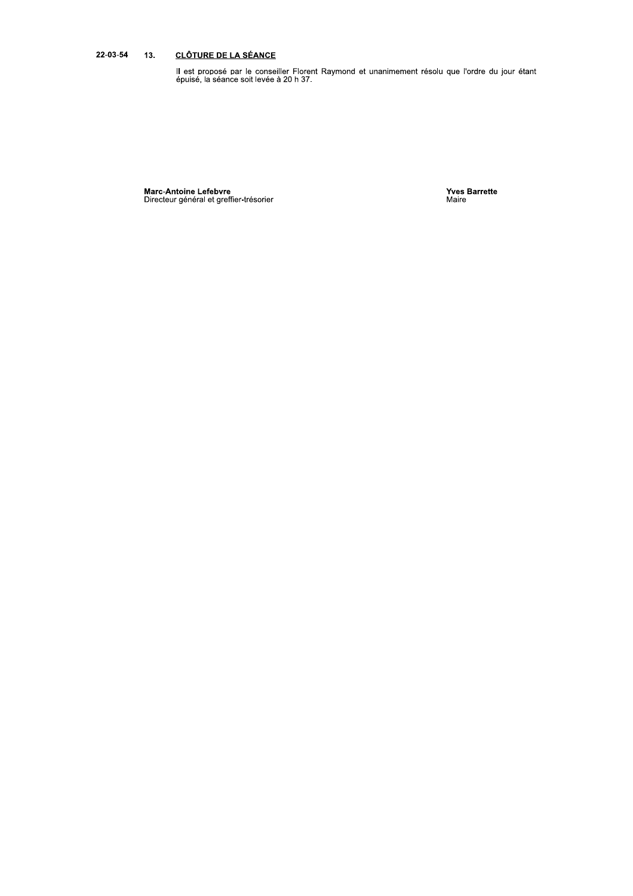22-03-54 **13. <u>CLÔTURE DE LA SÉANCE</u>**

Il est proposé par le conseiller Florent Raymond et unanimement résolu que l'ordre du jour étant épuisé, la séance soit levée à 20 h 37.

**Marc-Antoine Lefebvre**
Directeur général et greffier-trésorier

**Yves Barrette**
Maire